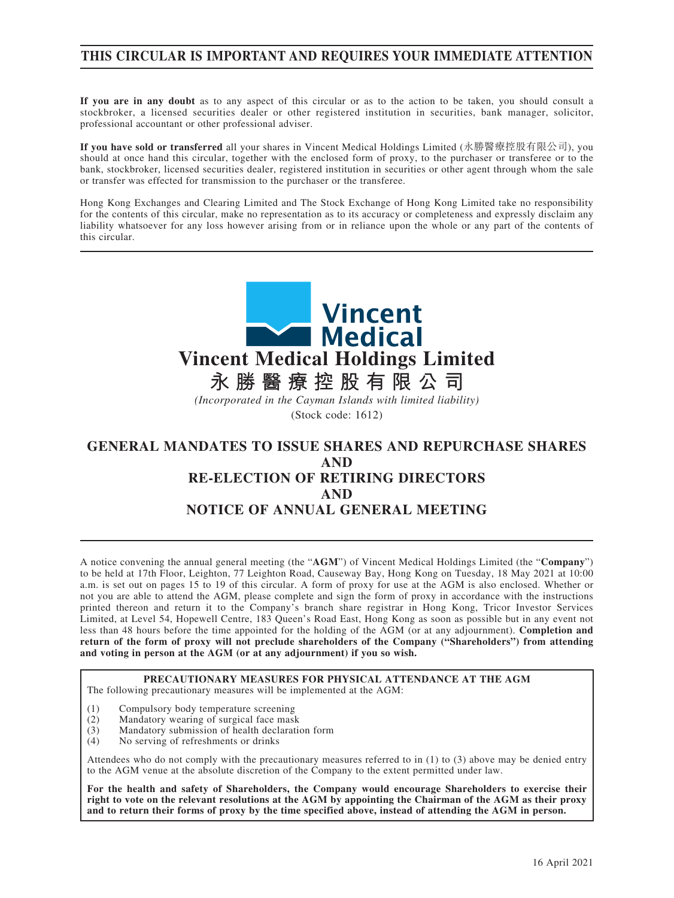**THIS CIRCULAR IS IMPORTANT AND REQUIRES YOUR IMMEDIATE ATTENTION**

**If you are in any doubt** as to any aspect of this circular or as to the action to be taken, you should consult a stockbroker, a licensed securities dealer or other registered institution in securities, bank manager, solicitor, professional accountant or other professional adviser.

**If you have sold or transferred** all your shares in Vincent Medical Holdings Limited (永勝醫療控股有限公司), you should at once hand this circular, together with the enclosed form of proxy, to the purchaser or transferee or to the bank, stockbroker, licensed securities dealer, registered institution in securities or other agent through whom the sale or transfer was effected for transmission to the purchaser or the transferee.

Hong Kong Exchanges and Clearing Limited and The Stock Exchange of Hong Kong Limited take no responsibility for the contents of this circular, make no representation as to its accuracy or completeness and expressly disclaim any liability whatsoever for any loss however arising from or in reliance upon the whole or any part of the contents of this circular.

Vincent Medical

# Vincent Medical Holdings Limited

# 永勝醫療控股有限公司

*(Incorporated in the Cayman Islands with limited liability)*

(Stock code: 1612)

# GENERAL MANDATES TO ISSUE SHARES AND REPURCHASE SHARES AND RE-ELECTION OF RETIRING DIRECTORS AND NOTICE OF ANNUAL GENERAL MEETING

A notice convening the annual general meeting (the "**AGM**") of Vincent Medical Holdings Limited (the "**Company**") to be held at 17th Floor, Leighton, 77 Leighton Road, Causeway Bay, Hong Kong on Tuesday, 18 May 2021 at 10:00 a.m. is set out on pages 15 to 19 of this circular. A form of proxy for use at the AGM is also enclosed. Whether or not you are able to attend the AGM, please complete and sign the form of proxy in accordance with the instructions printed thereon and return it to the Company's branch share registrar in Hong Kong, Tricor Investor Services Limited, at Level 54, Hopewell Centre, 183 Queen's Road East, Hong Kong as soon as possible but in any event not less than 48 hours before the time appointed for the holding of the AGM (or at any adjournment). **Completion and return of the form of proxy will not preclude shareholders of the Company ("Shareholders") from attending and voting in person at the AGM (or at any adjournment) if you so wish.**

**PRECAUTIONARY MEASURES FOR PHYSICAL ATTENDANCE AT THE AGM**

The following precautionary measures will be implemented at the AGM:

(1) Compulsory body temperature screening
(2) Mandatory wearing of surgical face mask
(3) Mandatory submission of health declaration form
(4) No serving of refreshments or drinks

Attendees who do not comply with the precautionary measures referred to in (1) to (3) above may be denied entry to the AGM venue at the absolute discretion of the Company to the extent permitted under law.

**For the health and safety of Shareholders, the Company would encourage Shareholders to exercise their right to vote on the relevant resolutions at the AGM by appointing the Chairman of the AGM as their proxy and to return their forms of proxy by the time specified above, instead of attending the AGM in person.**

16 April 2021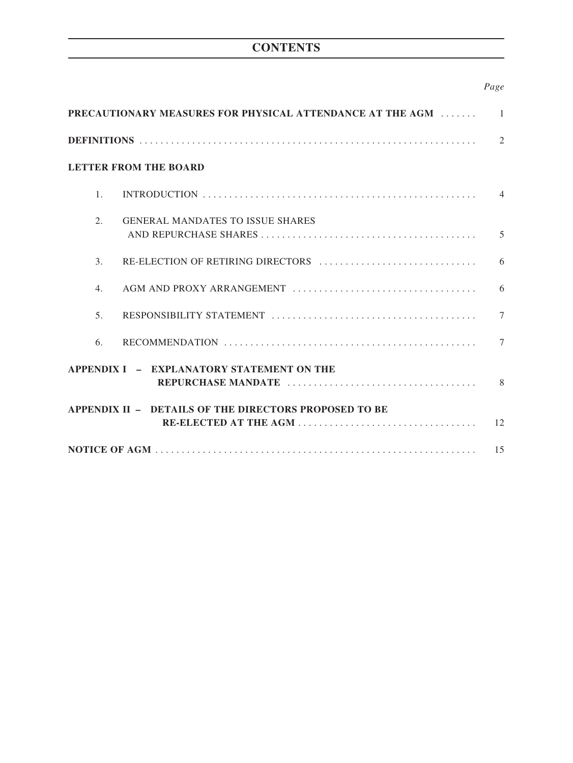# CONTENTS

| | Page |
|---|---|
| **PRECAUTIONARY MEASURES FOR PHYSICAL ATTENDANCE AT THE AGM** | 1 |
| **DEFINITIONS** | 2 |
| **LETTER FROM THE BOARD** | |
| 1. INTRODUCTION | 4 |
| 2. GENERAL MANDATES TO ISSUE SHARES AND REPURCHASE SHARES | 5 |
| 3. RE-ELECTION OF RETIRING DIRECTORS | 6 |
| 4. AGM AND PROXY ARRANGEMENT | 6 |
| 5. RESPONSIBILITY STATEMENT | 7 |
| 6. RECOMMENDATION | 7 |
| **APPENDIX I – EXPLANATORY STATEMENT ON THE REPURCHASE MANDATE** | 8 |
| **APPENDIX II – DETAILS OF THE DIRECTORS PROPOSED TO BE RE-ELECTED AT THE AGM** | 12 |
| **NOTICE OF AGM** | 15 |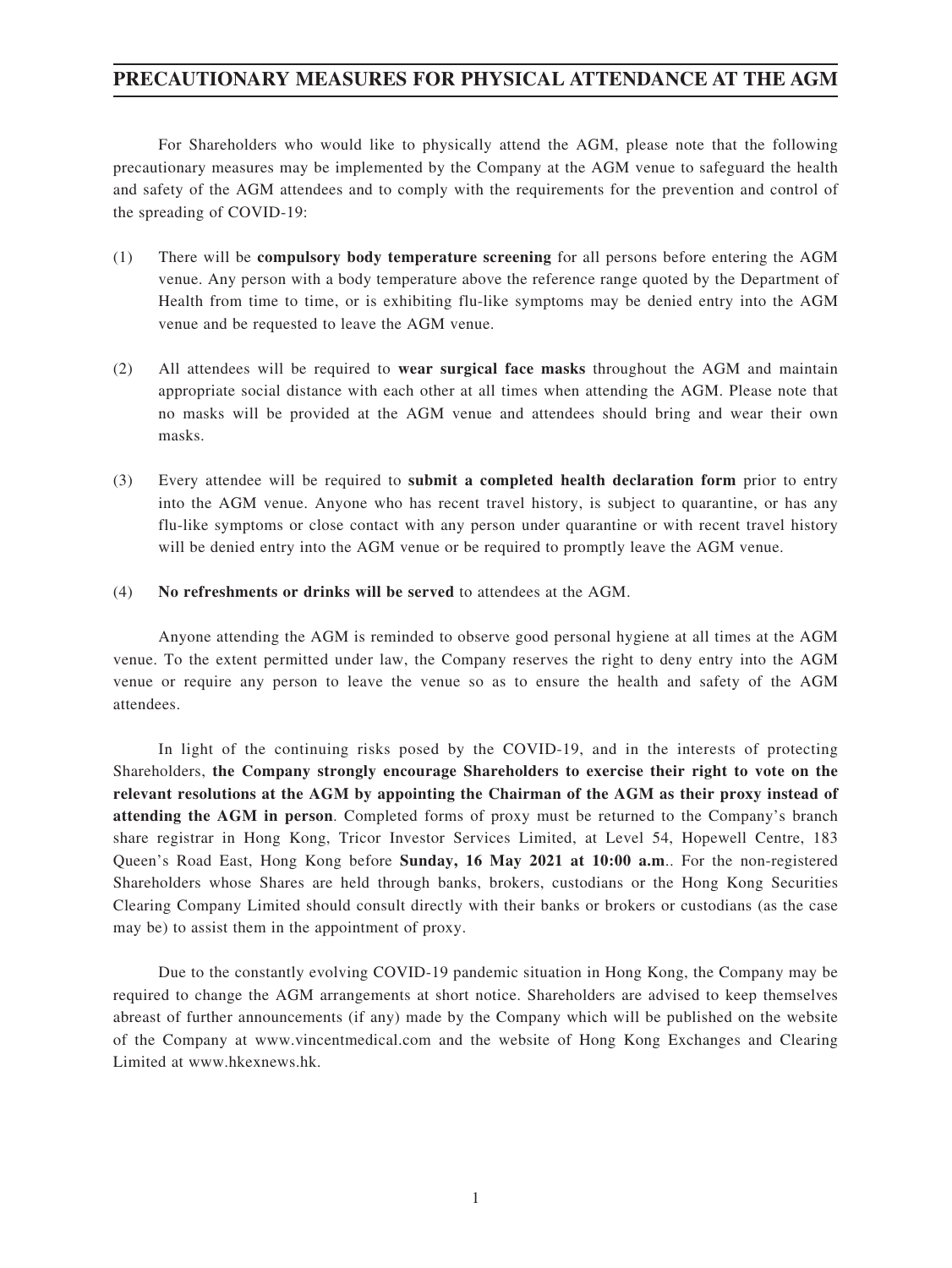# PRECAUTIONARY MEASURES FOR PHYSICAL ATTENDANCE AT THE AGM

For Shareholders who would like to physically attend the AGM, please note that the following precautionary measures may be implemented by the Company at the AGM venue to safeguard the health and safety of the AGM attendees and to comply with the requirements for the prevention and control of the spreading of COVID-19:

(1) There will be **compulsory body temperature screening** for all persons before entering the AGM venue. Any person with a body temperature above the reference range quoted by the Department of Health from time to time, or is exhibiting flu-like symptoms may be denied entry into the AGM venue and be requested to leave the AGM venue.

(2) All attendees will be required to **wear surgical face masks** throughout the AGM and maintain appropriate social distance with each other at all times when attending the AGM. Please note that no masks will be provided at the AGM venue and attendees should bring and wear their own masks.

(3) Every attendee will be required to **submit a completed health declaration form** prior to entry into the AGM venue. Anyone who has recent travel history, is subject to quarantine, or has any flu-like symptoms or close contact with any person under quarantine or with recent travel history will be denied entry into the AGM venue or be required to promptly leave the AGM venue.

(4) **No refreshments or drinks will be served** to attendees at the AGM.

Anyone attending the AGM is reminded to observe good personal hygiene at all times at the AGM venue. To the extent permitted under law, the Company reserves the right to deny entry into the AGM venue or require any person to leave the venue so as to ensure the health and safety of the AGM attendees.

In light of the continuing risks posed by the COVID-19, and in the interests of protecting Shareholders, **the Company strongly encourage Shareholders to exercise their right to vote on the relevant resolutions at the AGM by appointing the Chairman of the AGM as their proxy instead of attending the AGM in person**. Completed forms of proxy must be returned to the Company's branch share registrar in Hong Kong, Tricor Investor Services Limited, at Level 54, Hopewell Centre, 183 Queen's Road East, Hong Kong before **Sunday, 16 May 2021 at 10:00 a.m**.. For the non-registered Shareholders whose Shares are held through banks, brokers, custodians or the Hong Kong Securities Clearing Company Limited should consult directly with their banks or brokers or custodians (as the case may be) to assist them in the appointment of proxy.

Due to the constantly evolving COVID-19 pandemic situation in Hong Kong, the Company may be required to change the AGM arrangements at short notice. Shareholders are advised to keep themselves abreast of further announcements (if any) made by the Company which will be published on the website of the Company at www.vincentmedical.com and the website of Hong Kong Exchanges and Clearing Limited at www.hkexnews.hk.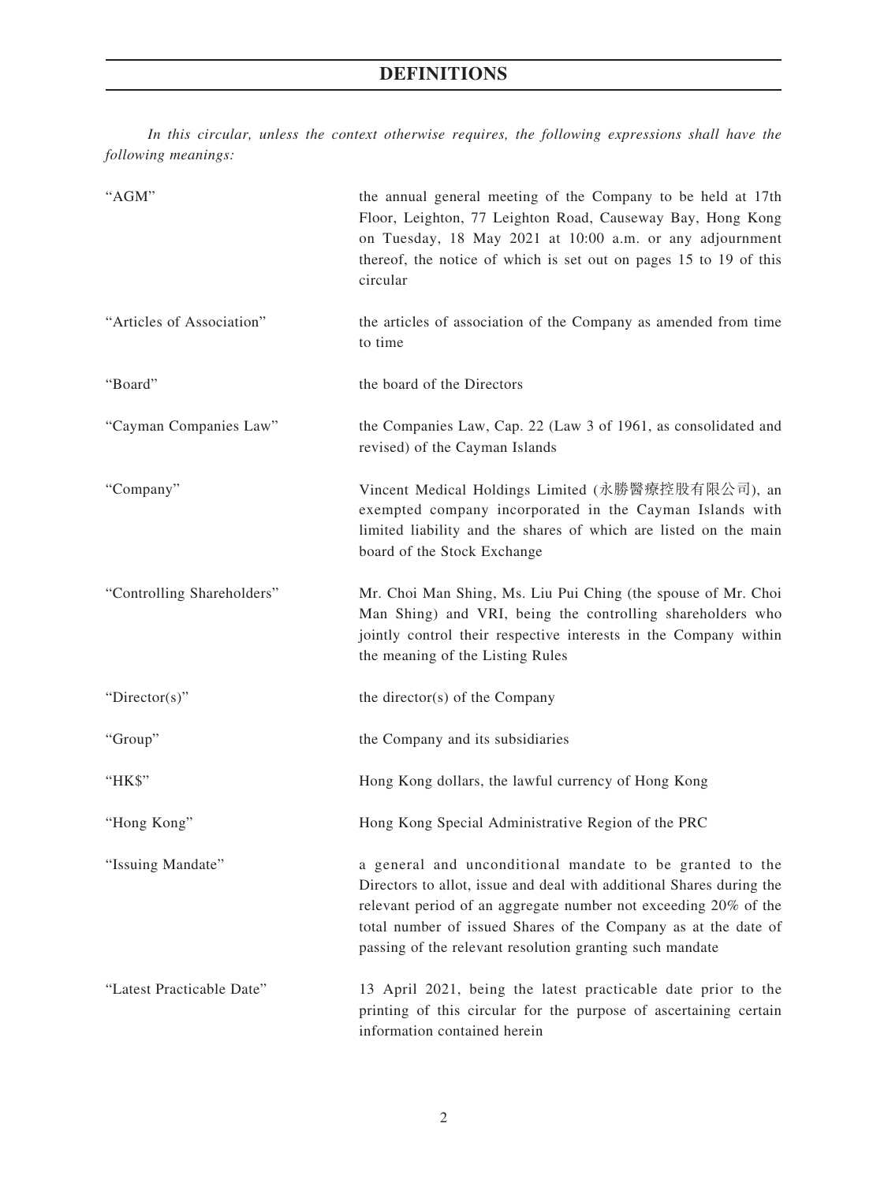# DEFINITIONS

*In this circular, unless the context otherwise requires, the following expressions shall have the following meanings:*

| | |
|---|---|
| "AGM" | the annual general meeting of the Company to be held at 17th Floor, Leighton, 77 Leighton Road, Causeway Bay, Hong Kong on Tuesday, 18 May 2021 at 10:00 a.m. or any adjournment thereof, the notice of which is set out on pages 15 to 19 of this circular |
| "Articles of Association" | the articles of association of the Company as amended from time to time |
| "Board" | the board of the Directors |
| "Cayman Companies Law" | the Companies Law, Cap. 22 (Law 3 of 1961, as consolidated and revised) of the Cayman Islands |
| "Company" | Vincent Medical Holdings Limited (永勝醫療控股有限公司), an exempted company incorporated in the Cayman Islands with limited liability and the shares of which are listed on the main board of the Stock Exchange |
| "Controlling Shareholders" | Mr. Choi Man Shing, Ms. Liu Pui Ching (the spouse of Mr. Choi Man Shing) and VRI, being the controlling shareholders who jointly control their respective interests in the Company within the meaning of the Listing Rules |
| "Director(s)" | the director(s) of the Company |
| "Group" | the Company and its subsidiaries |
| "HK$" | Hong Kong dollars, the lawful currency of Hong Kong |
| "Hong Kong" | Hong Kong Special Administrative Region of the PRC |
| "Issuing Mandate" | a general and unconditional mandate to be granted to the Directors to allot, issue and deal with additional Shares during the relevant period of an aggregate number not exceeding 20% of the total number of issued Shares of the Company as at the date of passing of the relevant resolution granting such mandate |
| "Latest Practicable Date" | 13 April 2021, being the latest practicable date prior to the printing of this circular for the purpose of ascertaining certain information contained herein |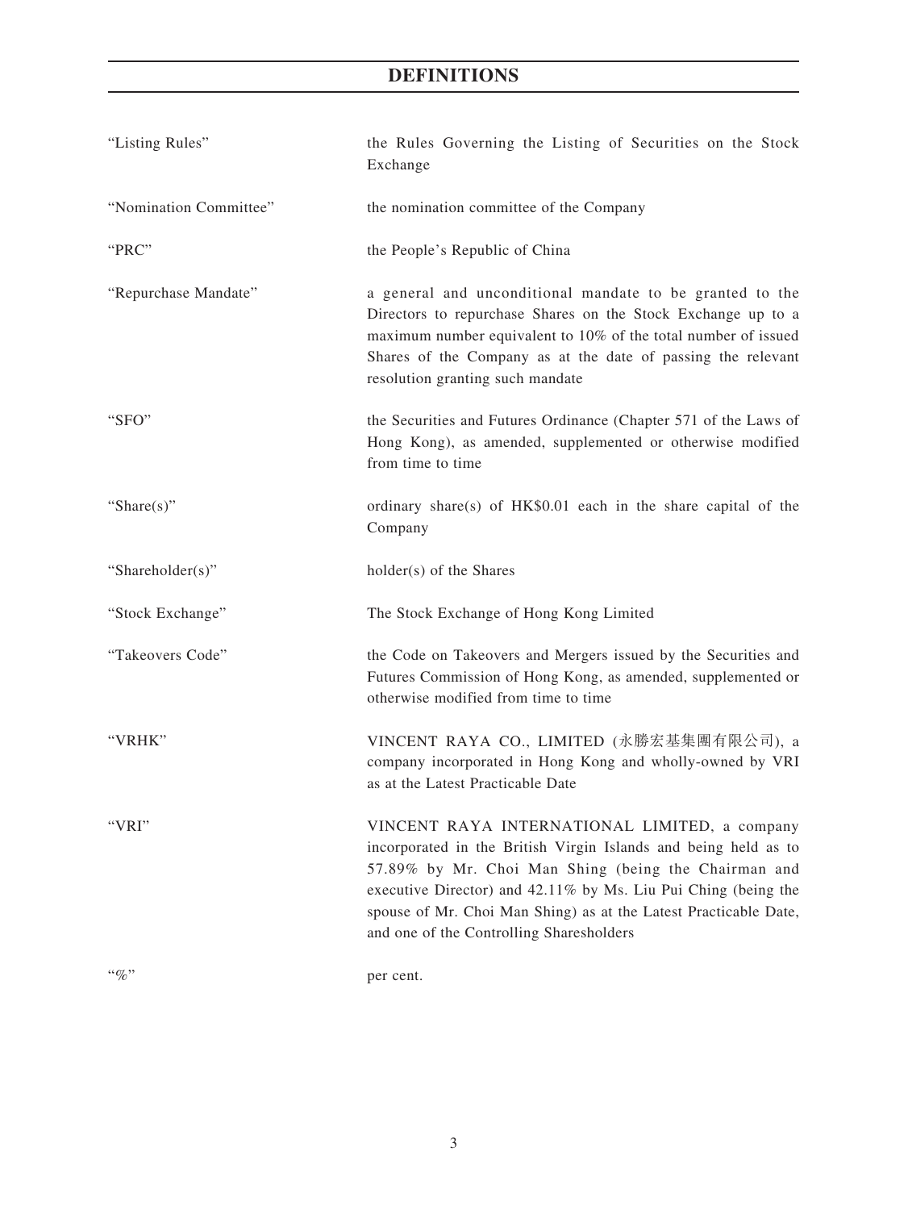# DEFINITIONS

| | |
|---|---|
| "Listing Rules" | the Rules Governing the Listing of Securities on the Stock Exchange |
| "Nomination Committee" | the nomination committee of the Company |
| "PRC" | the People's Republic of China |
| "Repurchase Mandate" | a general and unconditional mandate to be granted to the Directors to repurchase Shares on the Stock Exchange up to a maximum number equivalent to 10% of the total number of issued Shares of the Company as at the date of passing the relevant resolution granting such mandate |
| "SFO" | the Securities and Futures Ordinance (Chapter 571 of the Laws of Hong Kong), as amended, supplemented or otherwise modified from time to time |
| "Share(s)" | ordinary share(s) of HK$0.01 each in the share capital of the Company |
| "Shareholder(s)" | holder(s) of the Shares |
| "Stock Exchange" | The Stock Exchange of Hong Kong Limited |
| "Takeovers Code" | the Code on Takeovers and Mergers issued by the Securities and Futures Commission of Hong Kong, as amended, supplemented or otherwise modified from time to time |
| "VRHK" | VINCENT RAYA CO., LIMITED (永勝宏基集團有限公司), a company incorporated in Hong Kong and wholly-owned by VRI as at the Latest Practicable Date |
| "VRI" | VINCENT RAYA INTERNATIONAL LIMITED, a company incorporated in the British Virgin Islands and being held as to 57.89% by Mr. Choi Man Shing (being the Chairman and executive Director) and 42.11% by Ms. Liu Pui Ching (being the spouse of Mr. Choi Man Shing) as at the Latest Practicable Date, and one of the Controlling Sharesholders |
| "%" | per cent. |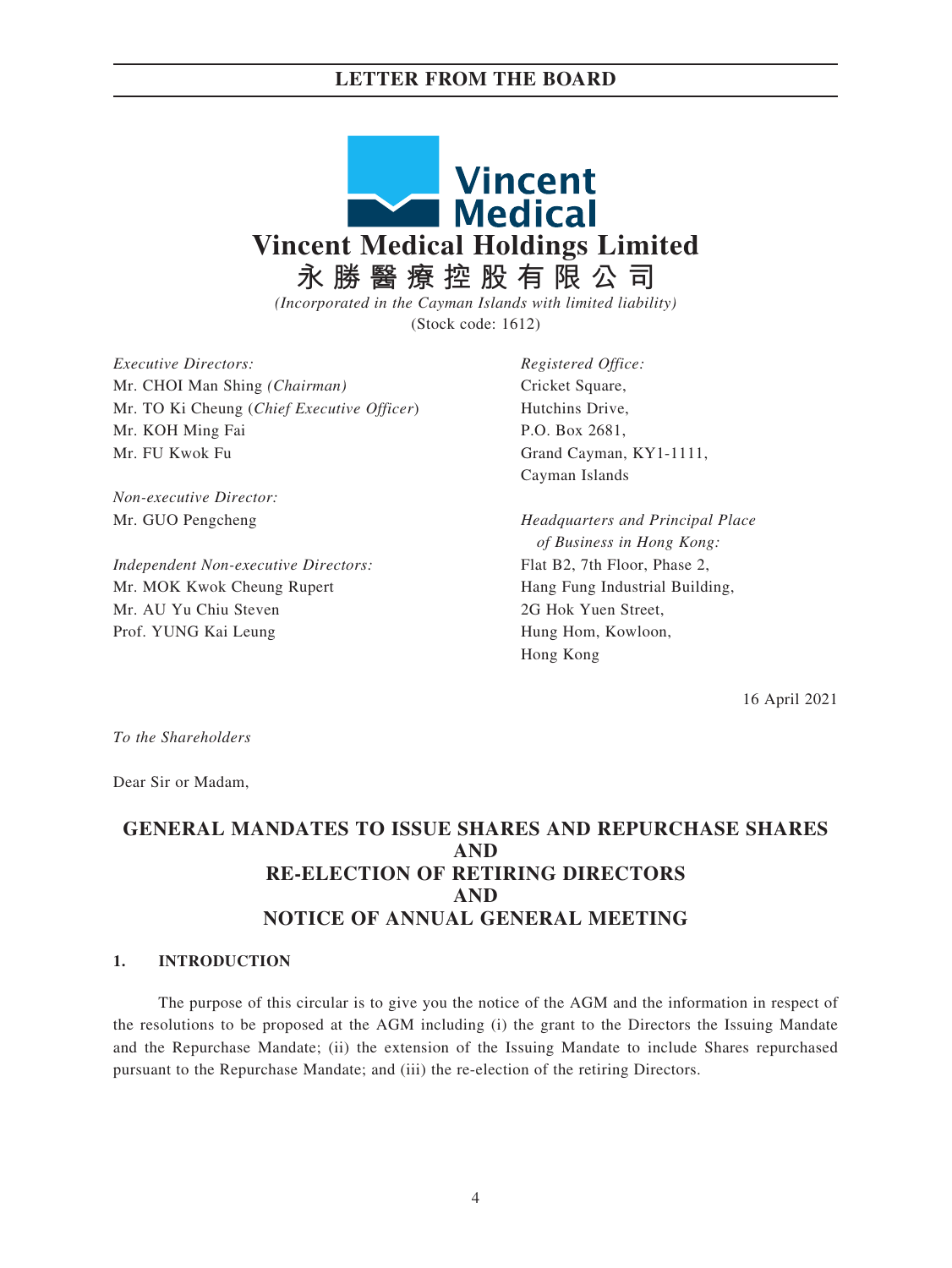# Vincent Medical Holdings Limited
## 永勝醫療控股有限公司

*(Incorporated in the Cayman Islands with limited liability)*

(Stock code: 1612)

*Executive Directors:*
Mr. CHOI Man Shing *(Chairman)*
Mr. TO Ki Cheung (*Chief Executive Officer*)
Mr. KOH Ming Fai
Mr. FU Kwok Fu

*Non-executive Director:*
Mr. GUO Pengcheng

*Independent Non-executive Directors:*
Mr. MOK Kwok Cheung Rupert
Mr. AU Yu Chiu Steven
Prof. YUNG Kai Leung

*Registered Office:*
Cricket Square,
Hutchins Drive,
P.O. Box 2681,
Grand Cayman, KY1-1111,
Cayman Islands

*Headquarters and Principal Place of Business in Hong Kong:*
Flat B2, 7th Floor, Phase 2,
Hang Fung Industrial Building,
2G Hok Yuen Street,
Hung Hom, Kowloon,
Hong Kong

16 April 2021

*To the Shareholders*

Dear Sir or Madam,

## GENERAL MANDATES TO ISSUE SHARES AND REPURCHASE SHARES AND RE-ELECTION OF RETIRING DIRECTORS AND NOTICE OF ANNUAL GENERAL MEETING

### 1. INTRODUCTION

The purpose of this circular is to give you the notice of the AGM and the information in respect of the resolutions to be proposed at the AGM including (i) the grant to the Directors the Issuing Mandate and the Repurchase Mandate; (ii) the extension of the Issuing Mandate to include Shares repurchased pursuant to the Repurchase Mandate; and (iii) the re-election of the retiring Directors.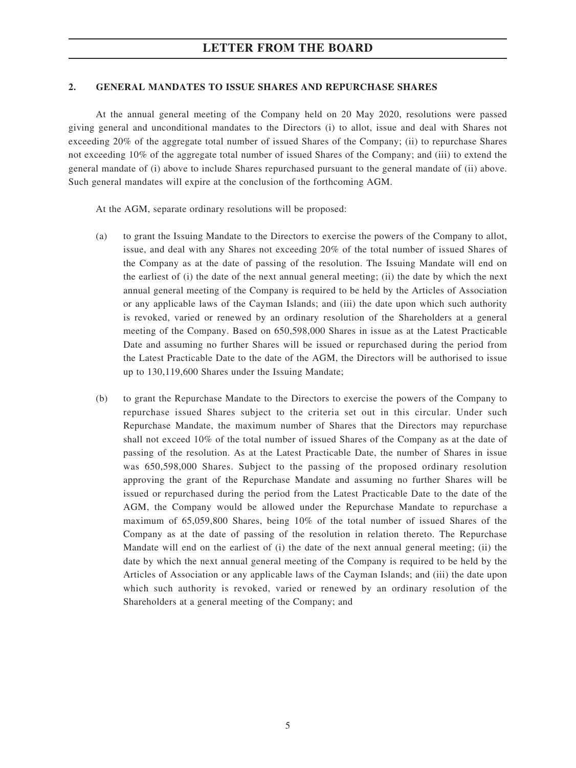## 2. GENERAL MANDATES TO ISSUE SHARES AND REPURCHASE SHARES

At the annual general meeting of the Company held on 20 May 2020, resolutions were passed giving general and unconditional mandates to the Directors (i) to allot, issue and deal with Shares not exceeding 20% of the aggregate total number of issued Shares of the Company; (ii) to repurchase Shares not exceeding 10% of the aggregate total number of issued Shares of the Company; and (iii) to extend the general mandate of (i) above to include Shares repurchased pursuant to the general mandate of (ii) above. Such general mandates will expire at the conclusion of the forthcoming AGM.

At the AGM, separate ordinary resolutions will be proposed:

(a) to grant the Issuing Mandate to the Directors to exercise the powers of the Company to allot, issue, and deal with any Shares not exceeding 20% of the total number of issued Shares of the Company as at the date of passing of the resolution. The Issuing Mandate will end on the earliest of (i) the date of the next annual general meeting; (ii) the date by which the next annual general meeting of the Company is required to be held by the Articles of Association or any applicable laws of the Cayman Islands; and (iii) the date upon which such authority is revoked, varied or renewed by an ordinary resolution of the Shareholders at a general meeting of the Company. Based on 650,598,000 Shares in issue as at the Latest Practicable Date and assuming no further Shares will be issued or repurchased during the period from the Latest Practicable Date to the date of the AGM, the Directors will be authorised to issue up to 130,119,600 Shares under the Issuing Mandate;

(b) to grant the Repurchase Mandate to the Directors to exercise the powers of the Company to repurchase issued Shares subject to the criteria set out in this circular. Under such Repurchase Mandate, the maximum number of Shares that the Directors may repurchase shall not exceed 10% of the total number of issued Shares of the Company as at the date of passing of the resolution. As at the Latest Practicable Date, the number of Shares in issue was 650,598,000 Shares. Subject to the passing of the proposed ordinary resolution approving the grant of the Repurchase Mandate and assuming no further Shares will be issued or repurchased during the period from the Latest Practicable Date to the date of the AGM, the Company would be allowed under the Repurchase Mandate to repurchase a maximum of 65,059,800 Shares, being 10% of the total number of issued Shares of the Company as at the date of passing of the resolution in relation thereto. The Repurchase Mandate will end on the earliest of (i) the date of the next annual general meeting; (ii) the date by which the next annual general meeting of the Company is required to be held by the Articles of Association or any applicable laws of the Cayman Islands; and (iii) the date upon which such authority is revoked, varied or renewed by an ordinary resolution of the Shareholders at a general meeting of the Company; and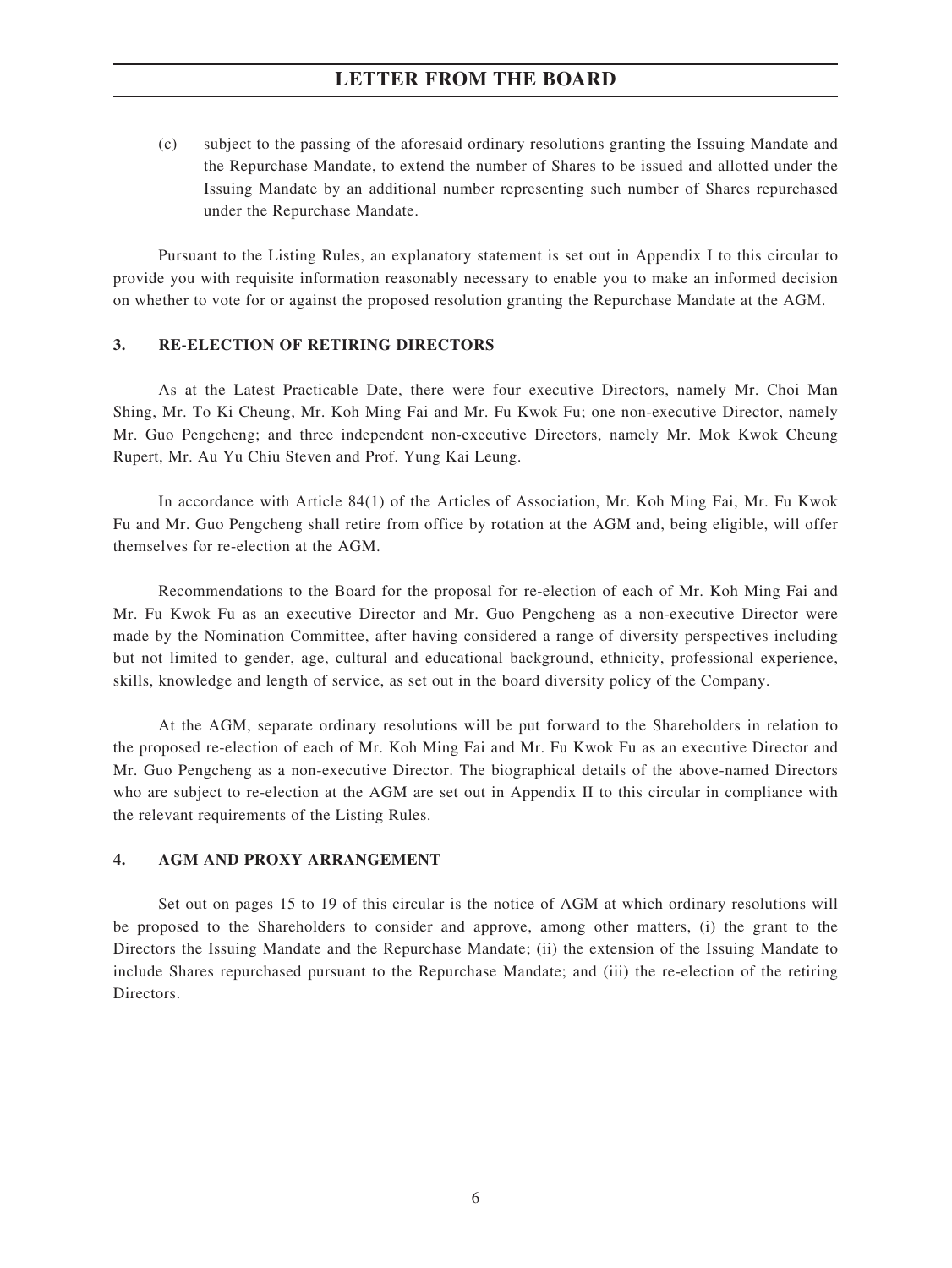(c) subject to the passing of the aforesaid ordinary resolutions granting the Issuing Mandate and the Repurchase Mandate, to extend the number of Shares to be issued and allotted under the Issuing Mandate by an additional number representing such number of Shares repurchased under the Repurchase Mandate.

Pursuant to the Listing Rules, an explanatory statement is set out in Appendix I to this circular to provide you with requisite information reasonably necessary to enable you to make an informed decision on whether to vote for or against the proposed resolution granting the Repurchase Mandate at the AGM.

## 3. RE-ELECTION OF RETIRING DIRECTORS

As at the Latest Practicable Date, there were four executive Directors, namely Mr. Choi Man Shing, Mr. To Ki Cheung, Mr. Koh Ming Fai and Mr. Fu Kwok Fu; one non-executive Director, namely Mr. Guo Pengcheng; and three independent non-executive Directors, namely Mr. Mok Kwok Cheung Rupert, Mr. Au Yu Chiu Steven and Prof. Yung Kai Leung.

In accordance with Article 84(1) of the Articles of Association, Mr. Koh Ming Fai, Mr. Fu Kwok Fu and Mr. Guo Pengcheng shall retire from office by rotation at the AGM and, being eligible, will offer themselves for re-election at the AGM.

Recommendations to the Board for the proposal for re-election of each of Mr. Koh Ming Fai and Mr. Fu Kwok Fu as an executive Director and Mr. Guo Pengcheng as a non-executive Director were made by the Nomination Committee, after having considered a range of diversity perspectives including but not limited to gender, age, cultural and educational background, ethnicity, professional experience, skills, knowledge and length of service, as set out in the board diversity policy of the Company.

At the AGM, separate ordinary resolutions will be put forward to the Shareholders in relation to the proposed re-election of each of Mr. Koh Ming Fai and Mr. Fu Kwok Fu as an executive Director and Mr. Guo Pengcheng as a non-executive Director. The biographical details of the above-named Directors who are subject to re-election at the AGM are set out in Appendix II to this circular in compliance with the relevant requirements of the Listing Rules.

## 4. AGM AND PROXY ARRANGEMENT

Set out on pages 15 to 19 of this circular is the notice of AGM at which ordinary resolutions will be proposed to the Shareholders to consider and approve, among other matters, (i) the grant to the Directors the Issuing Mandate and the Repurchase Mandate; (ii) the extension of the Issuing Mandate to include Shares repurchased pursuant to the Repurchase Mandate; and (iii) the re-election of the retiring Directors.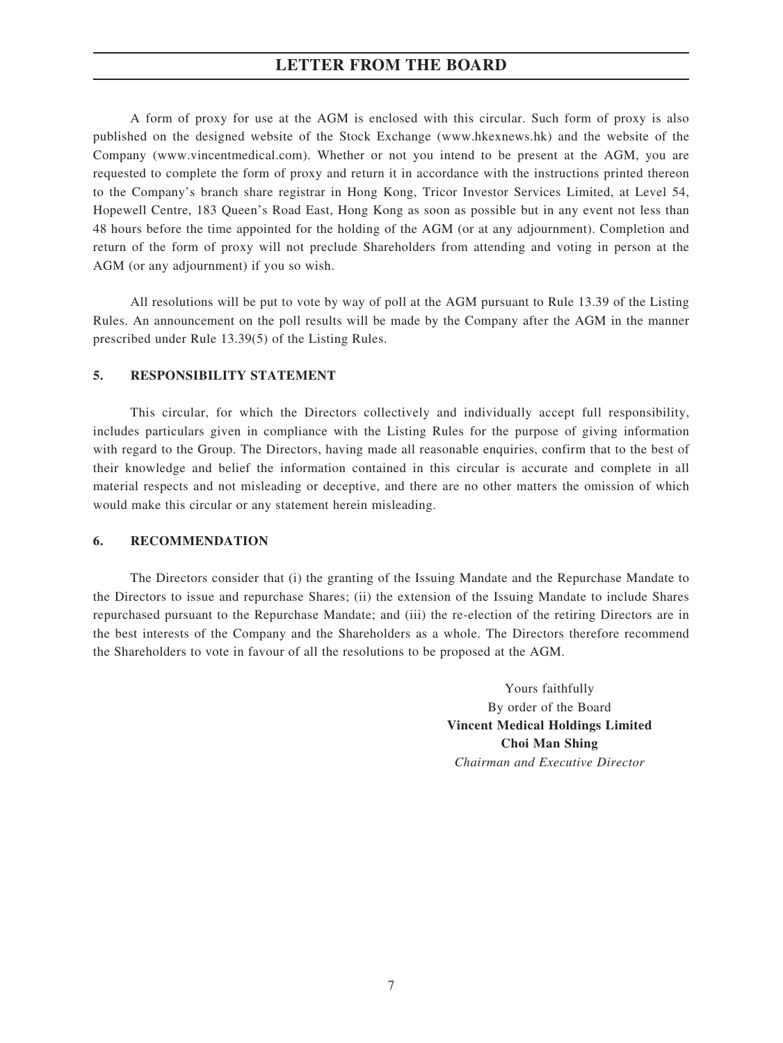A form of proxy for use at the AGM is enclosed with this circular. Such form of proxy is also published on the designed website of the Stock Exchange (www.hkexnews.hk) and the website of the Company (www.vincentmedical.com). Whether or not you intend to be present at the AGM, you are requested to complete the form of proxy and return it in accordance with the instructions printed thereon to the Company's branch share registrar in Hong Kong, Tricor Investor Services Limited, at Level 54, Hopewell Centre, 183 Queen's Road East, Hong Kong as soon as possible but in any event not less than 48 hours before the time appointed for the holding of the AGM (or at any adjournment). Completion and return of the form of proxy will not preclude Shareholders from attending and voting in person at the AGM (or any adjournment) if you so wish.

All resolutions will be put to vote by way of poll at the AGM pursuant to Rule 13.39 of the Listing Rules. An announcement on the poll results will be made by the Company after the AGM in the manner prescribed under Rule 13.39(5) of the Listing Rules.

## 5. RESPONSIBILITY STATEMENT

This circular, for which the Directors collectively and individually accept full responsibility, includes particulars given in compliance with the Listing Rules for the purpose of giving information with regard to the Group. The Directors, having made all reasonable enquiries, confirm that to the best of their knowledge and belief the information contained in this circular is accurate and complete in all material respects and not misleading or deceptive, and there are no other matters the omission of which would make this circular or any statement herein misleading.

## 6. RECOMMENDATION

The Directors consider that (i) the granting of the Issuing Mandate and the Repurchase Mandate to the Directors to issue and repurchase Shares; (ii) the extension of the Issuing Mandate to include Shares repurchased pursuant to the Repurchase Mandate; and (iii) the re-election of the retiring Directors are in the best interests of the Company and the Shareholders as a whole. The Directors therefore recommend the Shareholders to vote in favour of all the resolutions to be proposed at the AGM.

Yours faithfully
By order of the Board
**Vincent Medical Holdings Limited**
**Choi Man Shing**
*Chairman and Executive Director*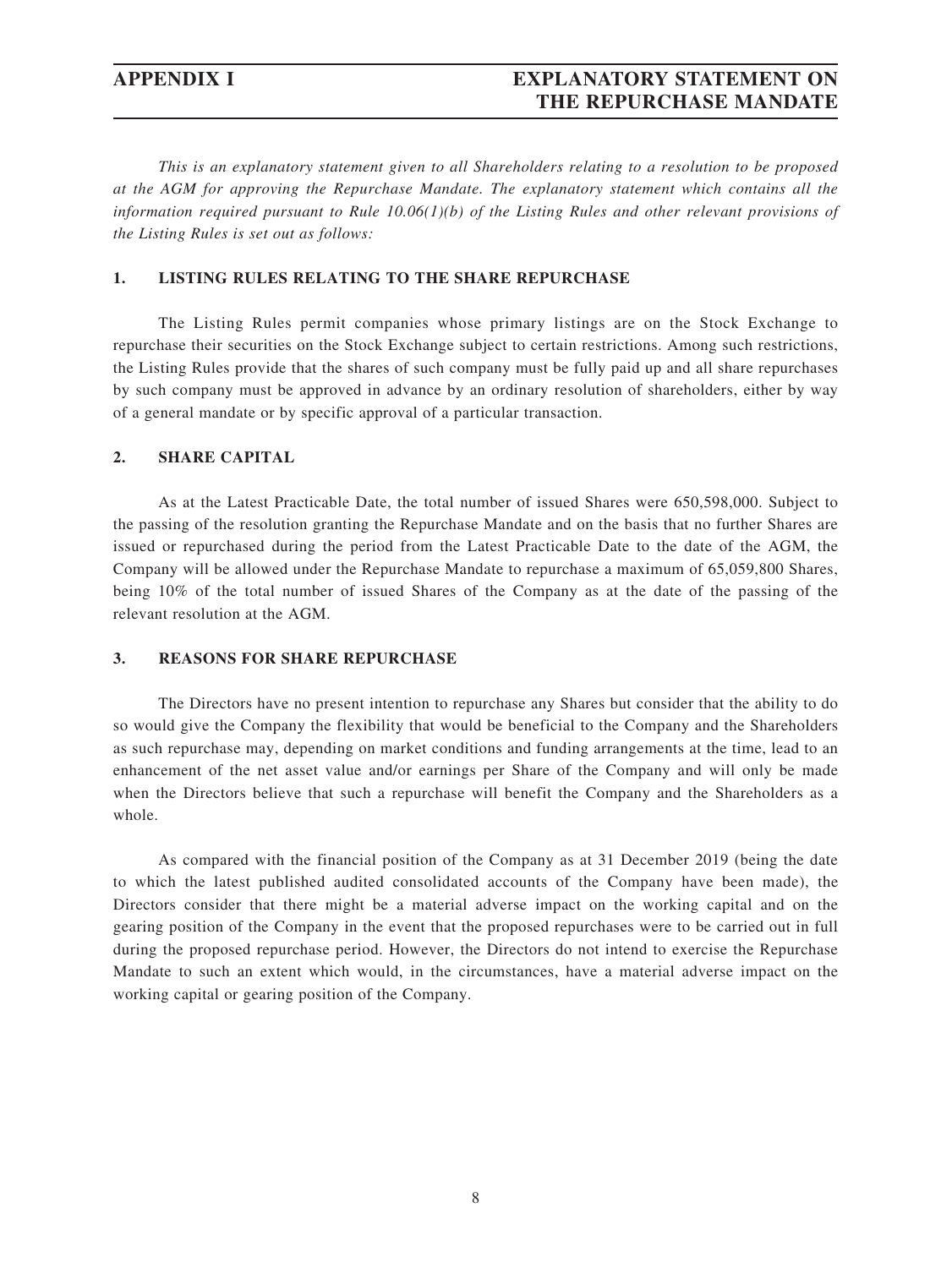# APPENDIX I — EXPLANATORY STATEMENT ON THE REPURCHASE MANDATE

*This is an explanatory statement given to all Shareholders relating to a resolution to be proposed at the AGM for approving the Repurchase Mandate. The explanatory statement which contains all the information required pursuant to Rule 10.06(1)(b) of the Listing Rules and other relevant provisions of the Listing Rules is set out as follows:*

## 1. LISTING RULES RELATING TO THE SHARE REPURCHASE

The Listing Rules permit companies whose primary listings are on the Stock Exchange to repurchase their securities on the Stock Exchange subject to certain restrictions. Among such restrictions, the Listing Rules provide that the shares of such company must be fully paid up and all share repurchases by such company must be approved in advance by an ordinary resolution of shareholders, either by way of a general mandate or by specific approval of a particular transaction.

## 2. SHARE CAPITAL

As at the Latest Practicable Date, the total number of issued Shares were 650,598,000. Subject to the passing of the resolution granting the Repurchase Mandate and on the basis that no further Shares are issued or repurchased during the period from the Latest Practicable Date to the date of the AGM, the Company will be allowed under the Repurchase Mandate to repurchase a maximum of 65,059,800 Shares, being 10% of the total number of issued Shares of the Company as at the date of the passing of the relevant resolution at the AGM.

## 3. REASONS FOR SHARE REPURCHASE

The Directors have no present intention to repurchase any Shares but consider that the ability to do so would give the Company the flexibility that would be beneficial to the Company and the Shareholders as such repurchase may, depending on market conditions and funding arrangements at the time, lead to an enhancement of the net asset value and/or earnings per Share of the Company and will only be made when the Directors believe that such a repurchase will benefit the Company and the Shareholders as a whole.

As compared with the financial position of the Company as at 31 December 2019 (being the date to which the latest published audited consolidated accounts of the Company have been made), the Directors consider that there might be a material adverse impact on the working capital and on the gearing position of the Company in the event that the proposed repurchases were to be carried out in full during the proposed repurchase period. However, the Directors do not intend to exercise the Repurchase Mandate to such an extent which would, in the circumstances, have a material adverse impact on the working capital or gearing position of the Company.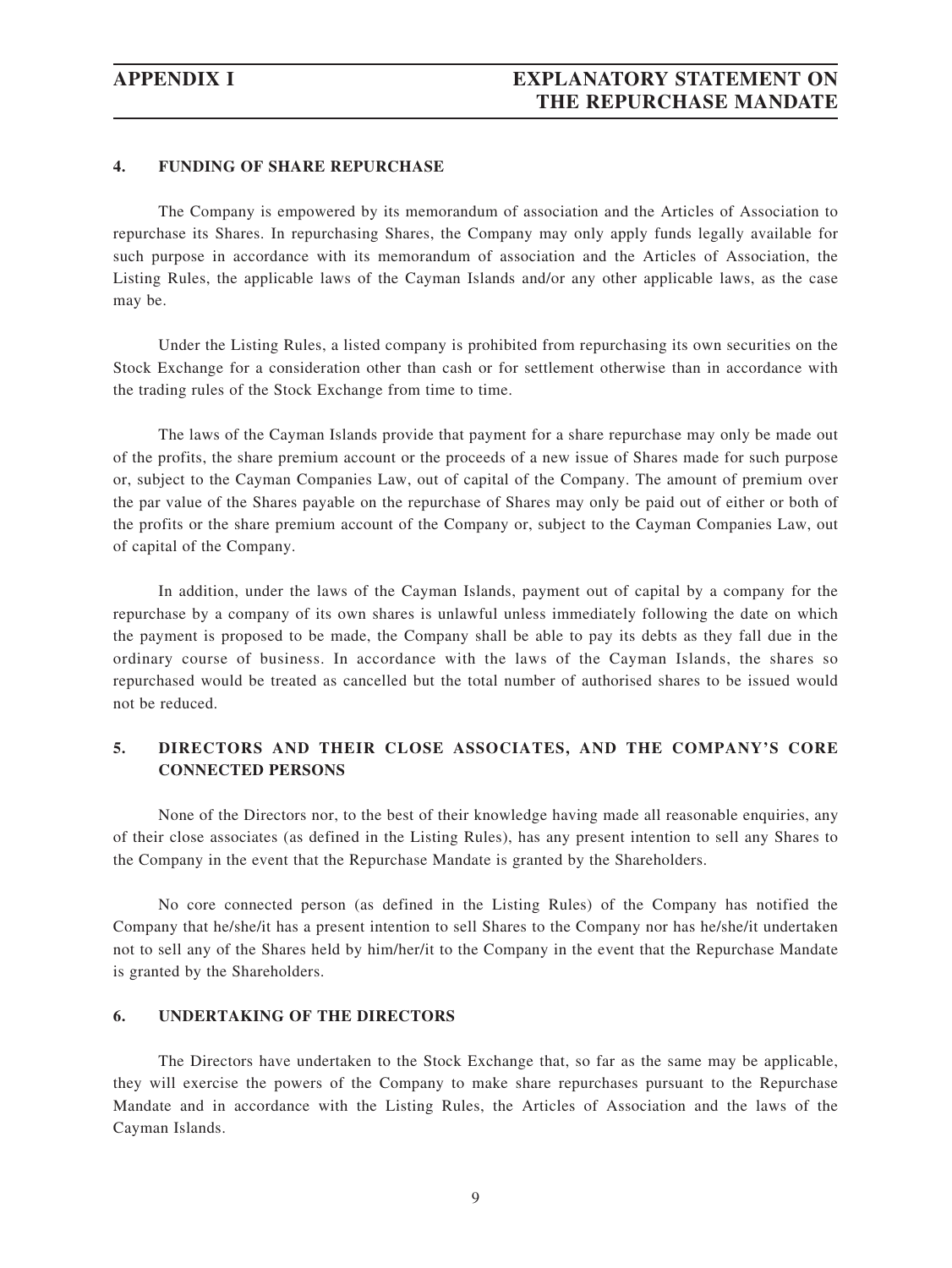### 4. FUNDING OF SHARE REPURCHASE

The Company is empowered by its memorandum of association and the Articles of Association to repurchase its Shares. In repurchasing Shares, the Company may only apply funds legally available for such purpose in accordance with its memorandum of association and the Articles of Association, the Listing Rules, the applicable laws of the Cayman Islands and/or any other applicable laws, as the case may be.

Under the Listing Rules, a listed company is prohibited from repurchasing its own securities on the Stock Exchange for a consideration other than cash or for settlement otherwise than in accordance with the trading rules of the Stock Exchange from time to time.

The laws of the Cayman Islands provide that payment for a share repurchase may only be made out of the profits, the share premium account or the proceeds of a new issue of Shares made for such purpose or, subject to the Cayman Companies Law, out of capital of the Company. The amount of premium over the par value of the Shares payable on the repurchase of Shares may only be paid out of either or both of the profits or the share premium account of the Company or, subject to the Cayman Companies Law, out of capital of the Company.

In addition, under the laws of the Cayman Islands, payment out of capital by a company for the repurchase by a company of its own shares is unlawful unless immediately following the date on which the payment is proposed to be made, the Company shall be able to pay its debts as they fall due in the ordinary course of business. In accordance with the laws of the Cayman Islands, the shares so repurchased would be treated as cancelled but the total number of authorised shares to be issued would not be reduced.

### 5. DIRECTORS AND THEIR CLOSE ASSOCIATES, AND THE COMPANY'S CORE CONNECTED PERSONS

None of the Directors nor, to the best of their knowledge having made all reasonable enquiries, any of their close associates (as defined in the Listing Rules), has any present intention to sell any Shares to the Company in the event that the Repurchase Mandate is granted by the Shareholders.

No core connected person (as defined in the Listing Rules) of the Company has notified the Company that he/she/it has a present intention to sell Shares to the Company nor has he/she/it undertaken not to sell any of the Shares held by him/her/it to the Company in the event that the Repurchase Mandate is granted by the Shareholders.

### 6. UNDERTAKING OF THE DIRECTORS

The Directors have undertaken to the Stock Exchange that, so far as the same may be applicable, they will exercise the powers of the Company to make share repurchases pursuant to the Repurchase Mandate and in accordance with the Listing Rules, the Articles of Association and the laws of the Cayman Islands.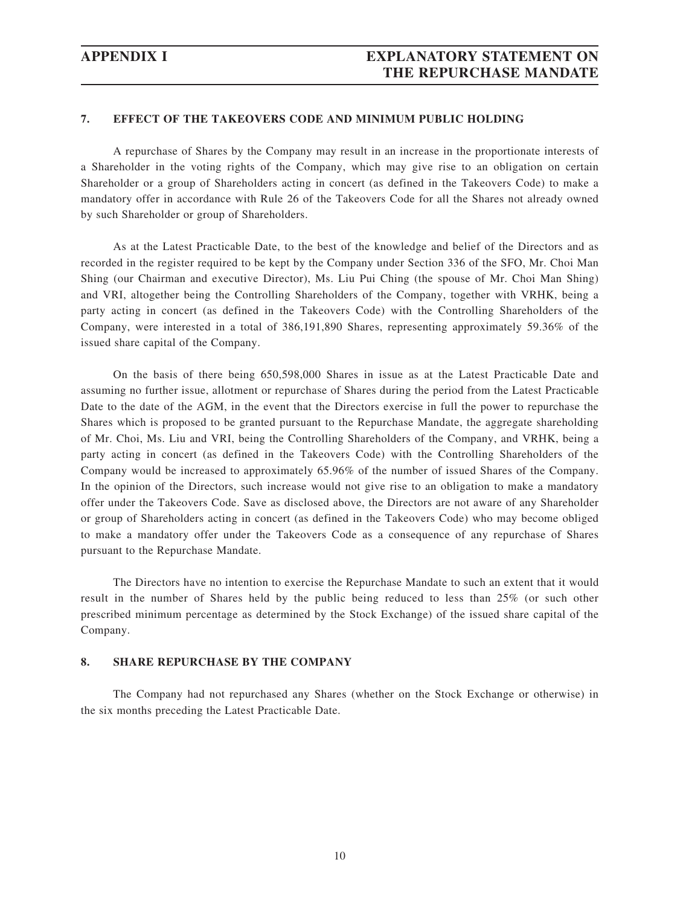## 7. EFFECT OF THE TAKEOVERS CODE AND MINIMUM PUBLIC HOLDING

A repurchase of Shares by the Company may result in an increase in the proportionate interests of a Shareholder in the voting rights of the Company, which may give rise to an obligation on certain Shareholder or a group of Shareholders acting in concert (as defined in the Takeovers Code) to make a mandatory offer in accordance with Rule 26 of the Takeovers Code for all the Shares not already owned by such Shareholder or group of Shareholders.

As at the Latest Practicable Date, to the best of the knowledge and belief of the Directors and as recorded in the register required to be kept by the Company under Section 336 of the SFO, Mr. Choi Man Shing (our Chairman and executive Director), Ms. Liu Pui Ching (the spouse of Mr. Choi Man Shing) and VRI, altogether being the Controlling Shareholders of the Company, together with VRHK, being a party acting in concert (as defined in the Takeovers Code) with the Controlling Shareholders of the Company, were interested in a total of 386,191,890 Shares, representing approximately 59.36% of the issued share capital of the Company.

On the basis of there being 650,598,000 Shares in issue as at the Latest Practicable Date and assuming no further issue, allotment or repurchase of Shares during the period from the Latest Practicable Date to the date of the AGM, in the event that the Directors exercise in full the power to repurchase the Shares which is proposed to be granted pursuant to the Repurchase Mandate, the aggregate shareholding of Mr. Choi, Ms. Liu and VRI, being the Controlling Shareholders of the Company, and VRHK, being a party acting in concert (as defined in the Takeovers Code) with the Controlling Shareholders of the Company would be increased to approximately 65.96% of the number of issued Shares of the Company. In the opinion of the Directors, such increase would not give rise to an obligation to make a mandatory offer under the Takeovers Code. Save as disclosed above, the Directors are not aware of any Shareholder or group of Shareholders acting in concert (as defined in the Takeovers Code) who may become obliged to make a mandatory offer under the Takeovers Code as a consequence of any repurchase of Shares pursuant to the Repurchase Mandate.

The Directors have no intention to exercise the Repurchase Mandate to such an extent that it would result in the number of Shares held by the public being reduced to less than 25% (or such other prescribed minimum percentage as determined by the Stock Exchange) of the issued share capital of the Company.

## 8. SHARE REPURCHASE BY THE COMPANY

The Company had not repurchased any Shares (whether on the Stock Exchange or otherwise) in the six months preceding the Latest Practicable Date.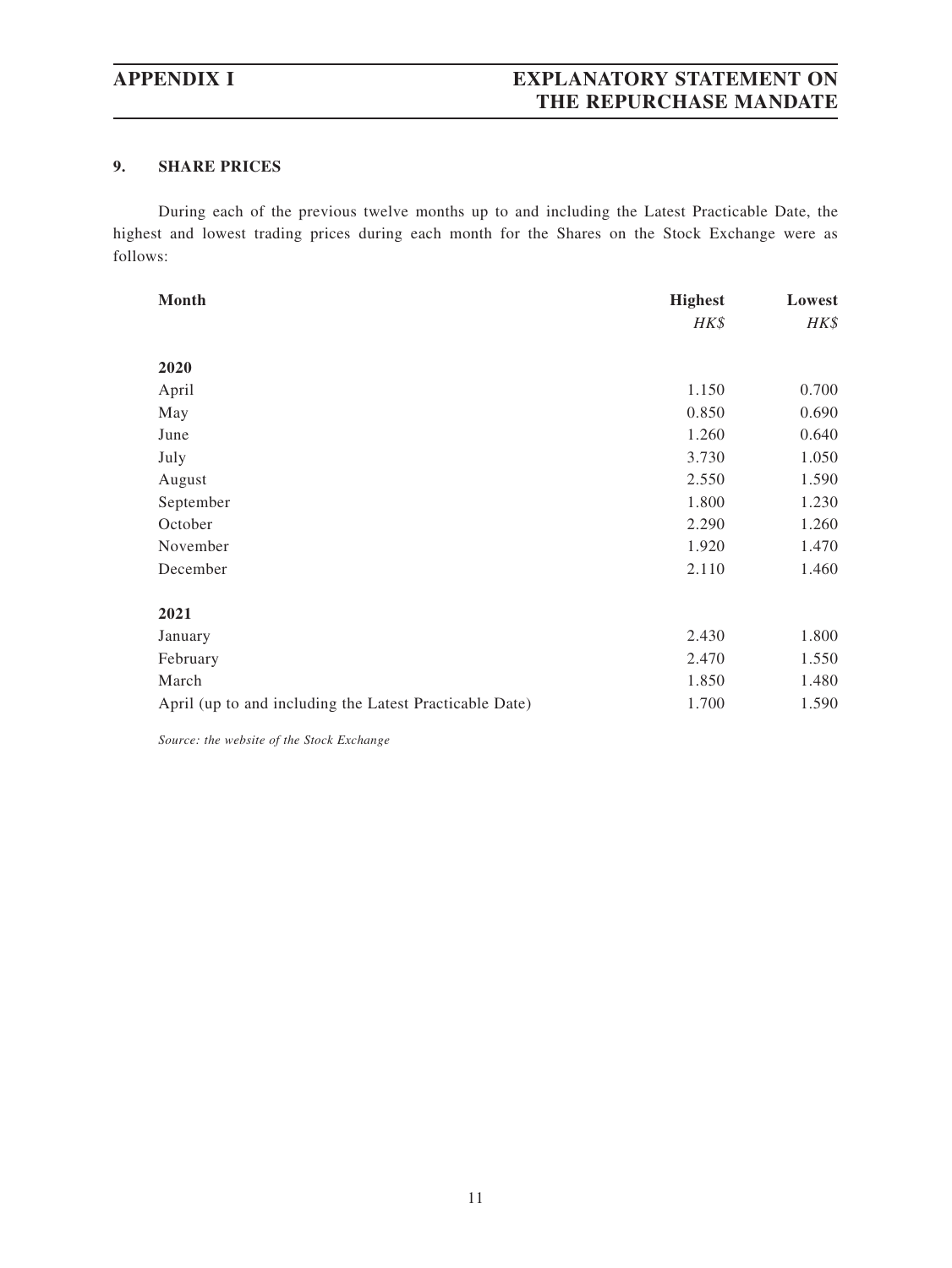## 9. SHARE PRICES

During each of the previous twelve months up to and including the Latest Practicable Date, the highest and lowest trading prices during each month for the Shares on the Stock Exchange were as follows:

| Month | Highest | Lowest |
|---|---|---|
| | *HK$* | *HK$* |
| **2020** | | |
| April | 1.150 | 0.700 |
| May | 0.850 | 0.690 |
| June | 1.260 | 0.640 |
| July | 3.730 | 1.050 |
| August | 2.550 | 1.590 |
| September | 1.800 | 1.230 |
| October | 2.290 | 1.260 |
| November | 1.920 | 1.470 |
| December | 2.110 | 1.460 |
| **2021** | | |
| January | 2.430 | 1.800 |
| February | 2.470 | 1.550 |
| March | 1.850 | 1.480 |
| April (up to and including the Latest Practicable Date) | 1.700 | 1.590 |

*Source: the website of the Stock Exchange*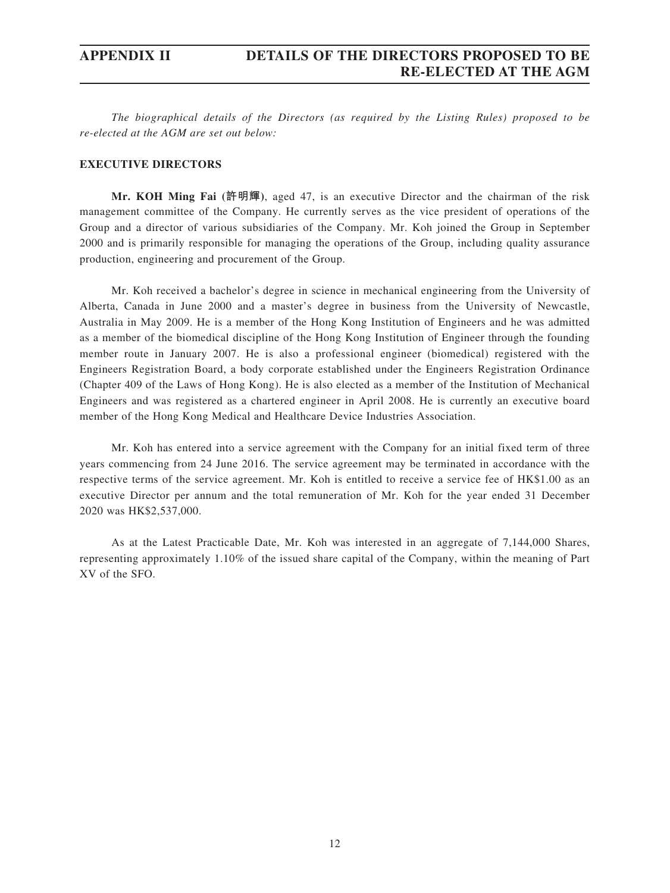# APPENDIX II DETAILS OF THE DIRECTORS PROPOSED TO BE RE-ELECTED AT THE AGM

*The biographical details of the Directors (as required by the Listing Rules) proposed to be re-elected at the AGM are set out below:*

## EXECUTIVE DIRECTORS

**Mr. KOH Ming Fai (許明輝)**, aged 47, is an executive Director and the chairman of the risk management committee of the Company. He currently serves as the vice president of operations of the Group and a director of various subsidiaries of the Company. Mr. Koh joined the Group in September 2000 and is primarily responsible for managing the operations of the Group, including quality assurance production, engineering and procurement of the Group.

Mr. Koh received a bachelor's degree in science in mechanical engineering from the University of Alberta, Canada in June 2000 and a master's degree in business from the University of Newcastle, Australia in May 2009. He is a member of the Hong Kong Institution of Engineers and he was admitted as a member of the biomedical discipline of the Hong Kong Institution of Engineer through the founding member route in January 2007. He is also a professional engineer (biomedical) registered with the Engineers Registration Board, a body corporate established under the Engineers Registration Ordinance (Chapter 409 of the Laws of Hong Kong). He is also elected as a member of the Institution of Mechanical Engineers and was registered as a chartered engineer in April 2008. He is currently an executive board member of the Hong Kong Medical and Healthcare Device Industries Association.

Mr. Koh has entered into a service agreement with the Company for an initial fixed term of three years commencing from 24 June 2016. The service agreement may be terminated in accordance with the respective terms of the service agreement. Mr. Koh is entitled to receive a service fee of HK$1.00 as an executive Director per annum and the total remuneration of Mr. Koh for the year ended 31 December 2020 was HK$2,537,000.

As at the Latest Practicable Date, Mr. Koh was interested in an aggregate of 7,144,000 Shares, representing approximately 1.10% of the issued share capital of the Company, within the meaning of Part XV of the SFO.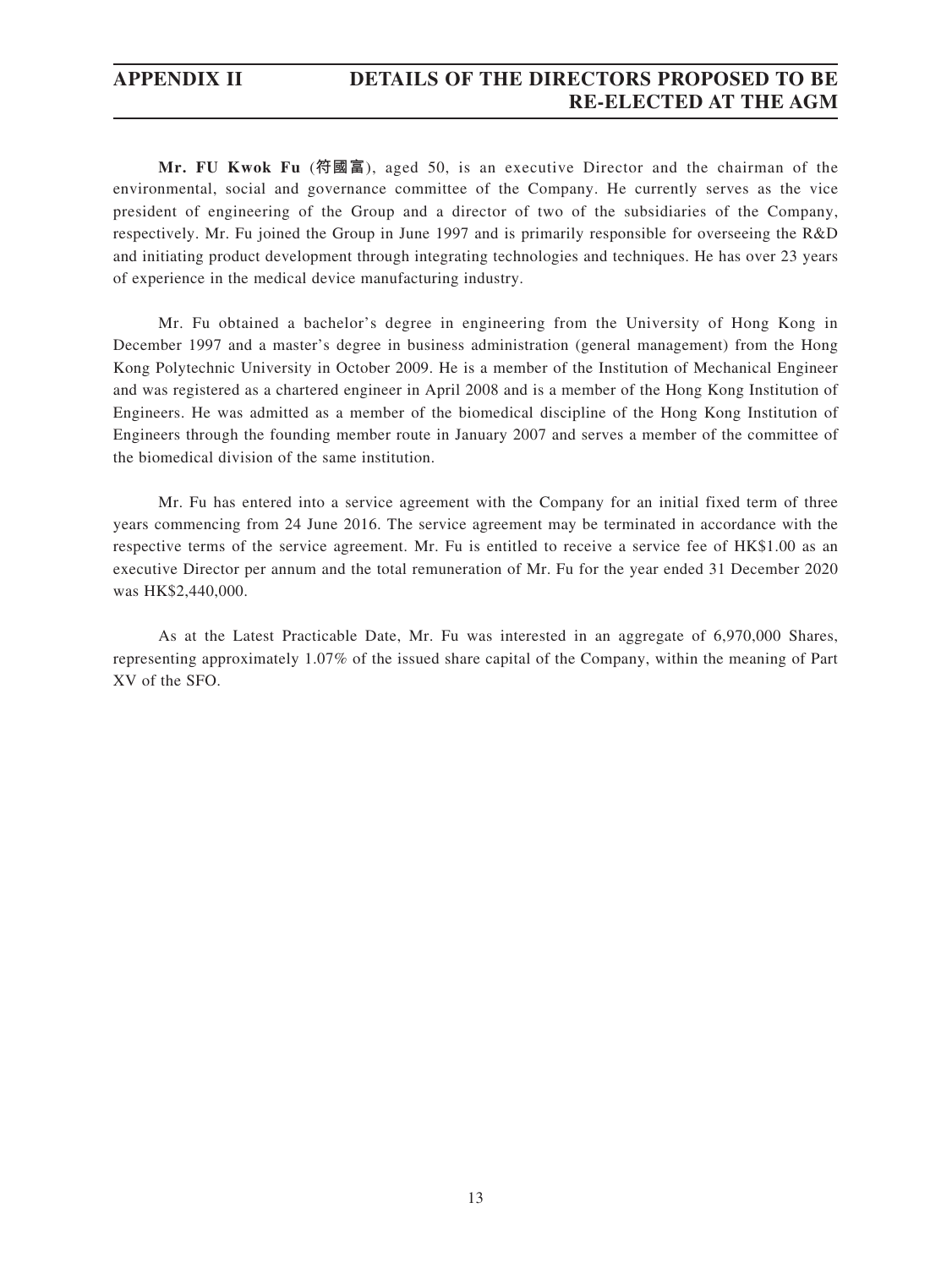**Mr. FU Kwok Fu (符國富)**, aged 50, is an executive Director and the chairman of the environmental, social and governance committee of the Company. He currently serves as the vice president of engineering of the Group and a director of two of the subsidiaries of the Company, respectively. Mr. Fu joined the Group in June 1997 and is primarily responsible for overseeing the R&D and initiating product development through integrating technologies and techniques. He has over 23 years of experience in the medical device manufacturing industry.

Mr. Fu obtained a bachelor's degree in engineering from the University of Hong Kong in December 1997 and a master's degree in business administration (general management) from the Hong Kong Polytechnic University in October 2009. He is a member of the Institution of Mechanical Engineer and was registered as a chartered engineer in April 2008 and is a member of the Hong Kong Institution of Engineers. He was admitted as a member of the biomedical discipline of the Hong Kong Institution of Engineers through the founding member route in January 2007 and serves a member of the committee of the biomedical division of the same institution.

Mr. Fu has entered into a service agreement with the Company for an initial fixed term of three years commencing from 24 June 2016. The service agreement may be terminated in accordance with the respective terms of the service agreement. Mr. Fu is entitled to receive a service fee of HK$1.00 as an executive Director per annum and the total remuneration of Mr. Fu for the year ended 31 December 2020 was HK$2,440,000.

As at the Latest Practicable Date, Mr. Fu was interested in an aggregate of 6,970,000 Shares, representing approximately 1.07% of the issued share capital of the Company, within the meaning of Part XV of the SFO.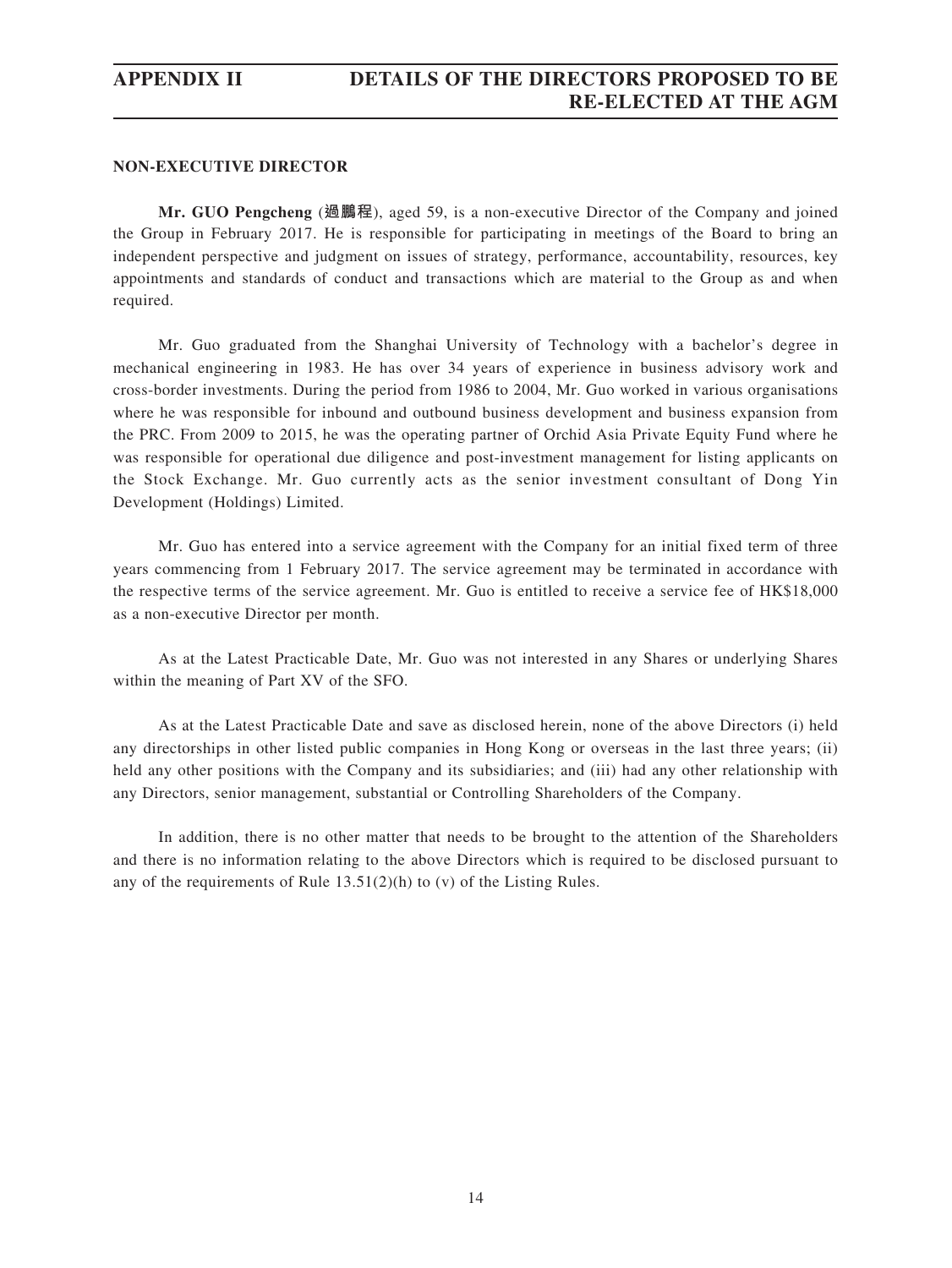## NON-EXECUTIVE DIRECTOR

**Mr. GUO Pengcheng (過鵬程)**, aged 59, is a non-executive Director of the Company and joined the Group in February 2017. He is responsible for participating in meetings of the Board to bring an independent perspective and judgment on issues of strategy, performance, accountability, resources, key appointments and standards of conduct and transactions which are material to the Group as and when required.

Mr. Guo graduated from the Shanghai University of Technology with a bachelor's degree in mechanical engineering in 1983. He has over 34 years of experience in business advisory work and cross-border investments. During the period from 1986 to 2004, Mr. Guo worked in various organisations where he was responsible for inbound and outbound business development and business expansion from the PRC. From 2009 to 2015, he was the operating partner of Orchid Asia Private Equity Fund where he was responsible for operational due diligence and post-investment management for listing applicants on the Stock Exchange. Mr. Guo currently acts as the senior investment consultant of Dong Yin Development (Holdings) Limited.

Mr. Guo has entered into a service agreement with the Company for an initial fixed term of three years commencing from 1 February 2017. The service agreement may be terminated in accordance with the respective terms of the service agreement. Mr. Guo is entitled to receive a service fee of HK$18,000 as a non-executive Director per month.

As at the Latest Practicable Date, Mr. Guo was not interested in any Shares or underlying Shares within the meaning of Part XV of the SFO.

As at the Latest Practicable Date and save as disclosed herein, none of the above Directors (i) held any directorships in other listed public companies in Hong Kong or overseas in the last three years; (ii) held any other positions with the Company and its subsidiaries; and (iii) had any other relationship with any Directors, senior management, substantial or Controlling Shareholders of the Company.

In addition, there is no other matter that needs to be brought to the attention of the Shareholders and there is no information relating to the above Directors which is required to be disclosed pursuant to any of the requirements of Rule 13.51(2)(h) to (v) of the Listing Rules.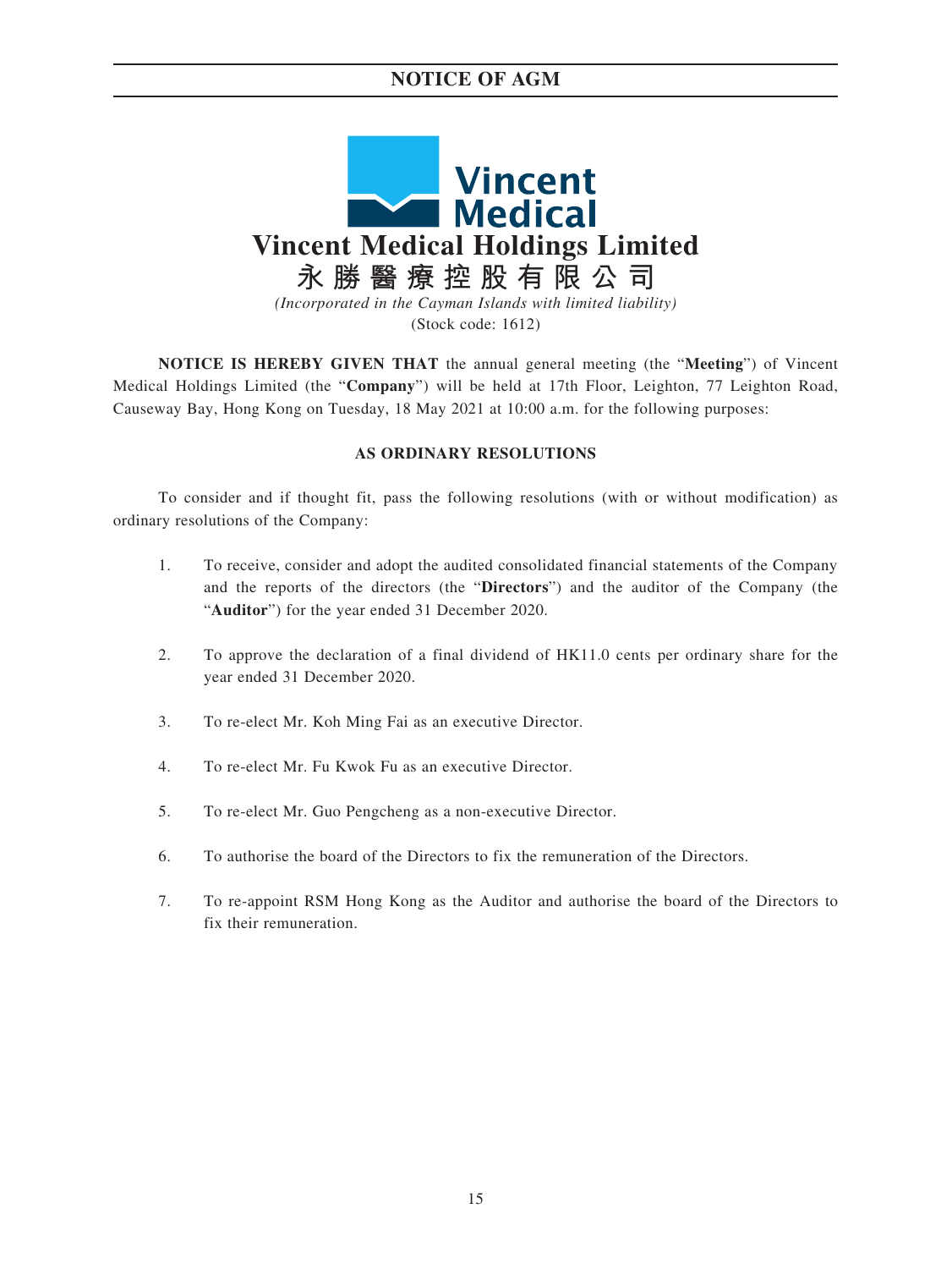# NOTICE OF AGM

**Vincent Medical Holdings Limited**
**永勝醫療控股有限公司**
*(Incorporated in the Cayman Islands with limited liability)*
(Stock code: 1612)

**NOTICE IS HEREBY GIVEN THAT** the annual general meeting (the "**Meeting**") of Vincent Medical Holdings Limited (the "**Company**") will be held at 17th Floor, Leighton, 77 Leighton Road, Causeway Bay, Hong Kong on Tuesday, 18 May 2021 at 10:00 a.m. for the following purposes:

**AS ORDINARY RESOLUTIONS**

To consider and if thought fit, pass the following resolutions (with or without modification) as ordinary resolutions of the Company:

1. To receive, consider and adopt the audited consolidated financial statements of the Company and the reports of the directors (the "**Directors**") and the auditor of the Company (the "**Auditor**") for the year ended 31 December 2020.

2. To approve the declaration of a final dividend of HK11.0 cents per ordinary share for the year ended 31 December 2020.

3. To re-elect Mr. Koh Ming Fai as an executive Director.

4. To re-elect Mr. Fu Kwok Fu as an executive Director.

5. To re-elect Mr. Guo Pengcheng as a non-executive Director.

6. To authorise the board of the Directors to fix the remuneration of the Directors.

7. To re-appoint RSM Hong Kong as the Auditor and authorise the board of the Directors to fix their remuneration.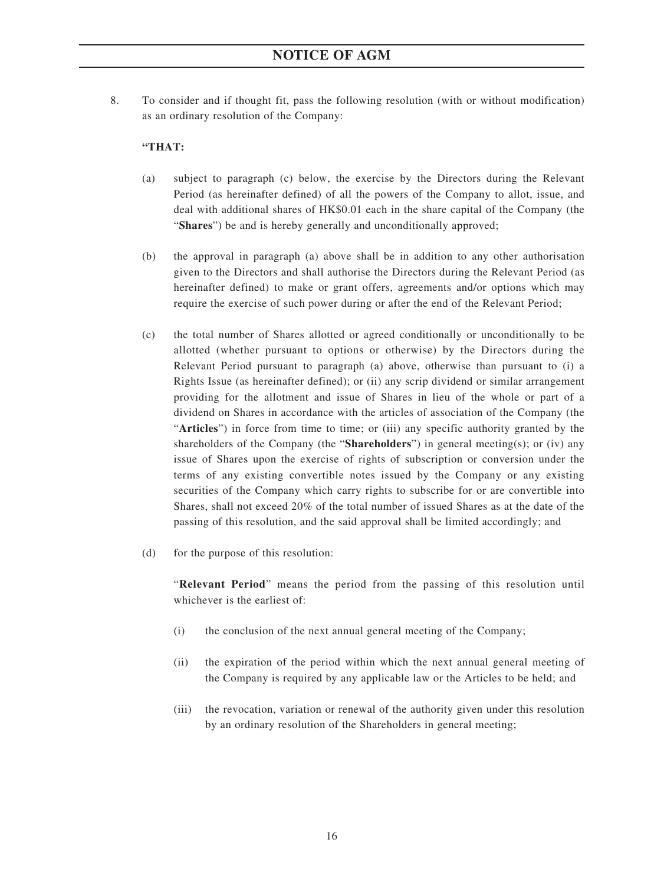8. To consider and if thought fit, pass the following resolution (with or without modification) as an ordinary resolution of the Company:

**"THAT:**

(a) subject to paragraph (c) below, the exercise by the Directors during the Relevant Period (as hereinafter defined) of all the powers of the Company to allot, issue, and deal with additional shares of HK$0.01 each in the share capital of the Company (the "**Shares**") be and is hereby generally and unconditionally approved;

(b) the approval in paragraph (a) above shall be in addition to any other authorisation given to the Directors and shall authorise the Directors during the Relevant Period (as hereinafter defined) to make or grant offers, agreements and/or options which may require the exercise of such power during or after the end of the Relevant Period;

(c) the total number of Shares allotted or agreed conditionally or unconditionally to be allotted (whether pursuant to options or otherwise) by the Directors during the Relevant Period pursuant to paragraph (a) above, otherwise than pursuant to (i) a Rights Issue (as hereinafter defined); or (ii) any scrip dividend or similar arrangement providing for the allotment and issue of Shares in lieu of the whole or part of a dividend on Shares in accordance with the articles of association of the Company (the "**Articles**") in force from time to time; or (iii) any specific authority granted by the shareholders of the Company (the "**Shareholders**") in general meeting(s); or (iv) any issue of Shares upon the exercise of rights of subscription or conversion under the terms of any existing convertible notes issued by the Company or any existing securities of the Company which carry rights to subscribe for or are convertible into Shares, shall not exceed 20% of the total number of issued Shares as at the date of the passing of this resolution, and the said approval shall be limited accordingly; and

(d) for the purpose of this resolution:

"**Relevant Period**" means the period from the passing of this resolution until whichever is the earliest of:

(i) the conclusion of the next annual general meeting of the Company;

(ii) the expiration of the period within which the next annual general meeting of the Company is required by any applicable law or the Articles to be held; and

(iii) the revocation, variation or renewal of the authority given under this resolution by an ordinary resolution of the Shareholders in general meeting;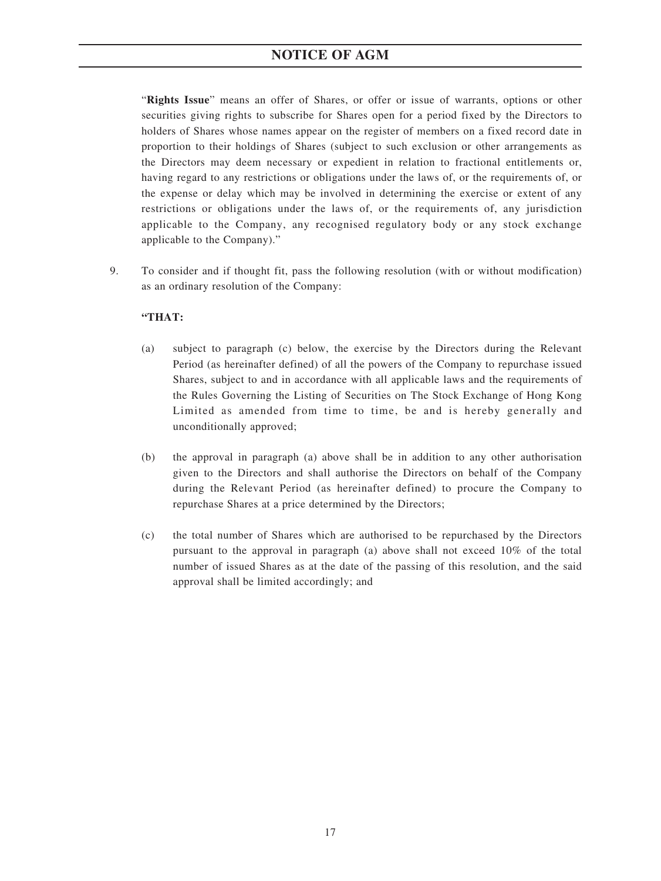"**Rights Issue**" means an offer of Shares, or offer or issue of warrants, options or other securities giving rights to subscribe for Shares open for a period fixed by the Directors to holders of Shares whose names appear on the register of members on a fixed record date in proportion to their holdings of Shares (subject to such exclusion or other arrangements as the Directors may deem necessary or expedient in relation to fractional entitlements or, having regard to any restrictions or obligations under the laws of, or the requirements of, or the expense or delay which may be involved in determining the exercise or extent of any restrictions or obligations under the laws of, or the requirements of, any jurisdiction applicable to the Company, any recognised regulatory body or any stock exchange applicable to the Company)."

9. To consider and if thought fit, pass the following resolution (with or without modification) as an ordinary resolution of the Company:

**"THAT:**

(a) subject to paragraph (c) below, the exercise by the Directors during the Relevant Period (as hereinafter defined) of all the powers of the Company to repurchase issued Shares, subject to and in accordance with all applicable laws and the requirements of the Rules Governing the Listing of Securities on The Stock Exchange of Hong Kong Limited as amended from time to time, be and is hereby generally and unconditionally approved;

(b) the approval in paragraph (a) above shall be in addition to any other authorisation given to the Directors and shall authorise the Directors on behalf of the Company during the Relevant Period (as hereinafter defined) to procure the Company to repurchase Shares at a price determined by the Directors;

(c) the total number of Shares which are authorised to be repurchased by the Directors pursuant to the approval in paragraph (a) above shall not exceed 10% of the total number of issued Shares as at the date of the passing of this resolution, and the said approval shall be limited accordingly; and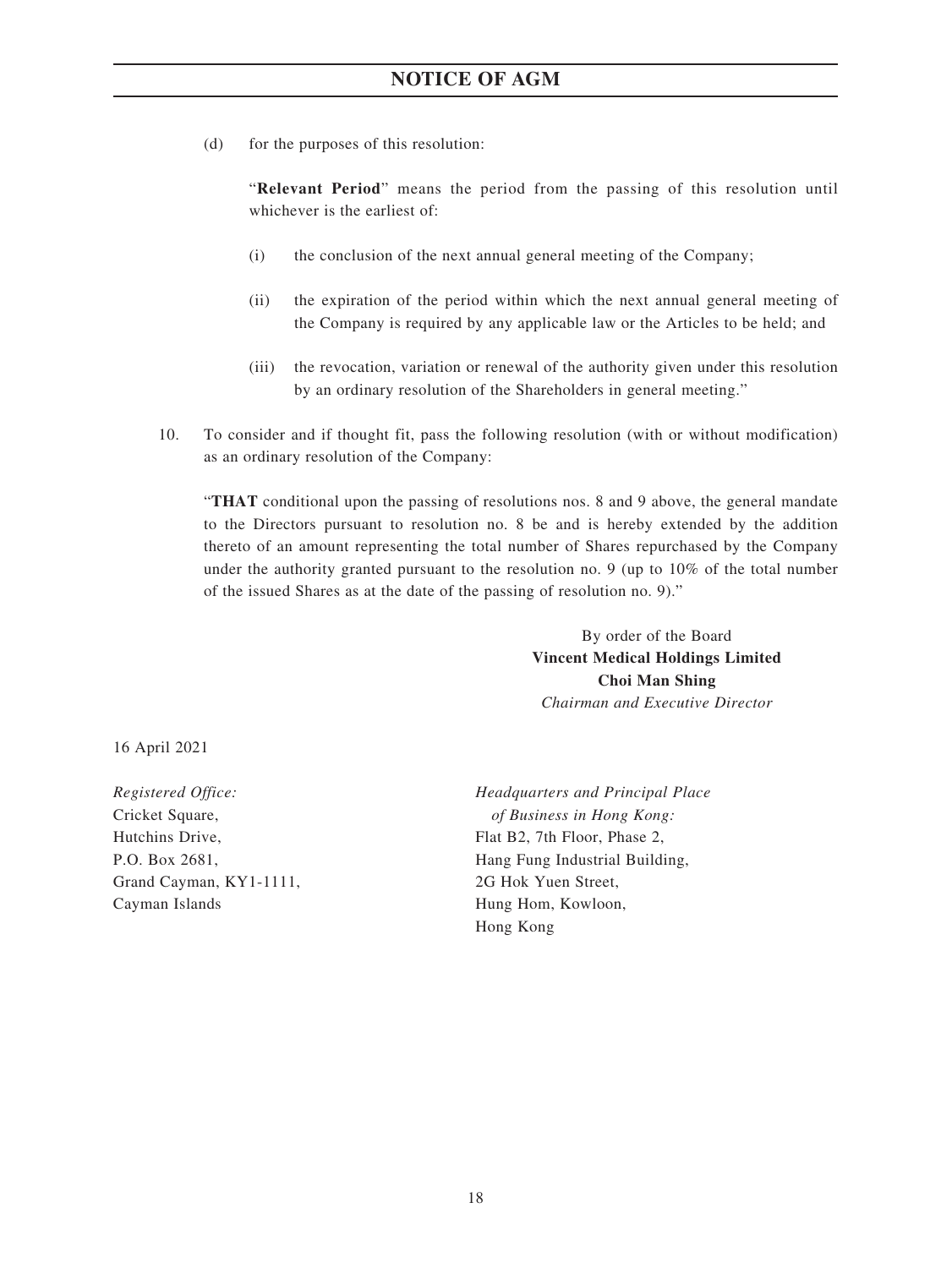(d) for the purposes of this resolution:

"**Relevant Period**" means the period from the passing of this resolution until whichever is the earliest of:

(i) the conclusion of the next annual general meeting of the Company;

(ii) the expiration of the period within which the next annual general meeting of the Company is required by any applicable law or the Articles to be held; and

(iii) the revocation, variation or renewal of the authority given under this resolution by an ordinary resolution of the Shareholders in general meeting."

10. To consider and if thought fit, pass the following resolution (with or without modification) as an ordinary resolution of the Company:

"**THAT** conditional upon the passing of resolutions nos. 8 and 9 above, the general mandate to the Directors pursuant to resolution no. 8 be and is hereby extended by the addition thereto of an amount representing the total number of Shares repurchased by the Company under the authority granted pursuant to the resolution no. 9 (up to 10% of the total number of the issued Shares as at the date of the passing of resolution no. 9)."

By order of the Board
**Vincent Medical Holdings Limited**
**Choi Man Shing**
*Chairman and Executive Director*

16 April 2021

*Registered Office:*
Cricket Square,
Hutchins Drive,
P.O. Box 2681,
Grand Cayman, KY1-1111,
Cayman Islands

*Headquarters and Principal Place of Business in Hong Kong:*
Flat B2, 7th Floor, Phase 2,
Hang Fung Industrial Building,
2G Hok Yuen Street,
Hung Hom, Kowloon,
Hong Kong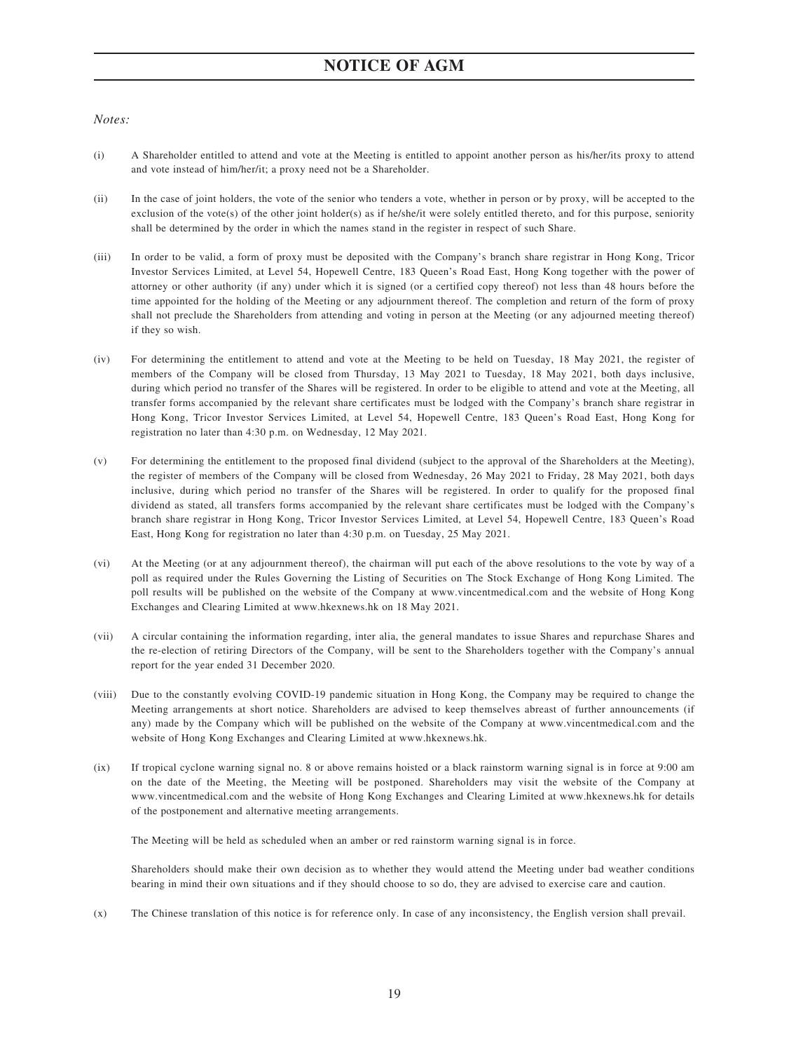# NOTICE OF AGM

*Notes:*

(i) A Shareholder entitled to attend and vote at the Meeting is entitled to appoint another person as his/her/its proxy to attend and vote instead of him/her/it; a proxy need not be a Shareholder.

(ii) In the case of joint holders, the vote of the senior who tenders a vote, whether in person or by proxy, will be accepted to the exclusion of the vote(s) of the other joint holder(s) as if he/she/it were solely entitled thereto, and for this purpose, seniority shall be determined by the order in which the names stand in the register in respect of such Share.

(iii) In order to be valid, a form of proxy must be deposited with the Company's branch share registrar in Hong Kong, Tricor Investor Services Limited, at Level 54, Hopewell Centre, 183 Queen's Road East, Hong Kong together with the power of attorney or other authority (if any) under which it is signed (or a certified copy thereof) not less than 48 hours before the time appointed for the holding of the Meeting or any adjournment thereof. The completion and return of the form of proxy shall not preclude the Shareholders from attending and voting in person at the Meeting (or any adjourned meeting thereof) if they so wish.

(iv) For determining the entitlement to attend and vote at the Meeting to be held on Tuesday, 18 May 2021, the register of members of the Company will be closed from Thursday, 13 May 2021 to Tuesday, 18 May 2021, both days inclusive, during which period no transfer of the Shares will be registered. In order to be eligible to attend and vote at the Meeting, all transfer forms accompanied by the relevant share certificates must be lodged with the Company's branch share registrar in Hong Kong, Tricor Investor Services Limited, at Level 54, Hopewell Centre, 183 Queen's Road East, Hong Kong for registration no later than 4:30 p.m. on Wednesday, 12 May 2021.

(v) For determining the entitlement to the proposed final dividend (subject to the approval of the Shareholders at the Meeting), the register of members of the Company will be closed from Wednesday, 26 May 2021 to Friday, 28 May 2021, both days inclusive, during which period no transfer of the Shares will be registered. In order to qualify for the proposed final dividend as stated, all transfers forms accompanied by the relevant share certificates must be lodged with the Company's branch share registrar in Hong Kong, Tricor Investor Services Limited, at Level 54, Hopewell Centre, 183 Queen's Road East, Hong Kong for registration no later than 4:30 p.m. on Tuesday, 25 May 2021.

(vi) At the Meeting (or at any adjournment thereof), the chairman will put each of the above resolutions to the vote by way of a poll as required under the Rules Governing the Listing of Securities on The Stock Exchange of Hong Kong Limited. The poll results will be published on the website of the Company at www.vincentmedical.com and the website of Hong Kong Exchanges and Clearing Limited at www.hkexnews.hk on 18 May 2021.

(vii) A circular containing the information regarding, inter alia, the general mandates to issue Shares and repurchase Shares and the re-election of retiring Directors of the Company, will be sent to the Shareholders together with the Company's annual report for the year ended 31 December 2020.

(viii) Due to the constantly evolving COVID-19 pandemic situation in Hong Kong, the Company may be required to change the Meeting arrangements at short notice. Shareholders are advised to keep themselves abreast of further announcements (if any) made by the Company which will be published on the website of the Company at www.vincentmedical.com and the website of Hong Kong Exchanges and Clearing Limited at www.hkexnews.hk.

(ix) If tropical cyclone warning signal no. 8 or above remains hoisted or a black rainstorm warning signal is in force at 9:00 am on the date of the Meeting, the Meeting will be postponed. Shareholders may visit the website of the Company at www.vincentmedical.com and the website of Hong Kong Exchanges and Clearing Limited at www.hkexnews.hk for details of the postponement and alternative meeting arrangements.

The Meeting will be held as scheduled when an amber or red rainstorm warning signal is in force.

Shareholders should make their own decision as to whether they would attend the Meeting under bad weather conditions bearing in mind their own situations and if they should choose to so do, they are advised to exercise care and caution.

(x) The Chinese translation of this notice is for reference only. In case of any inconsistency, the English version shall prevail.